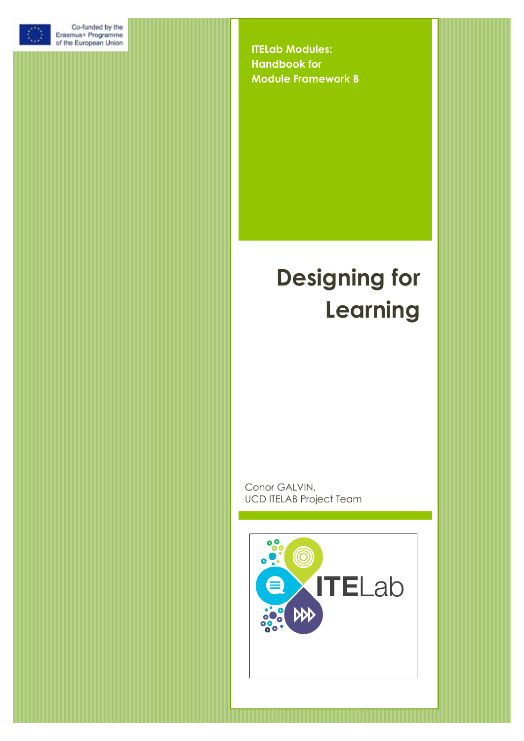Co-funded by the Erasmus+ Programme of the European Union

**ITELab Modules: Handbook for Module Framework B**

# Designing for Learning

Conor GALVIN,
UCD ITELAB Project Team

ITELab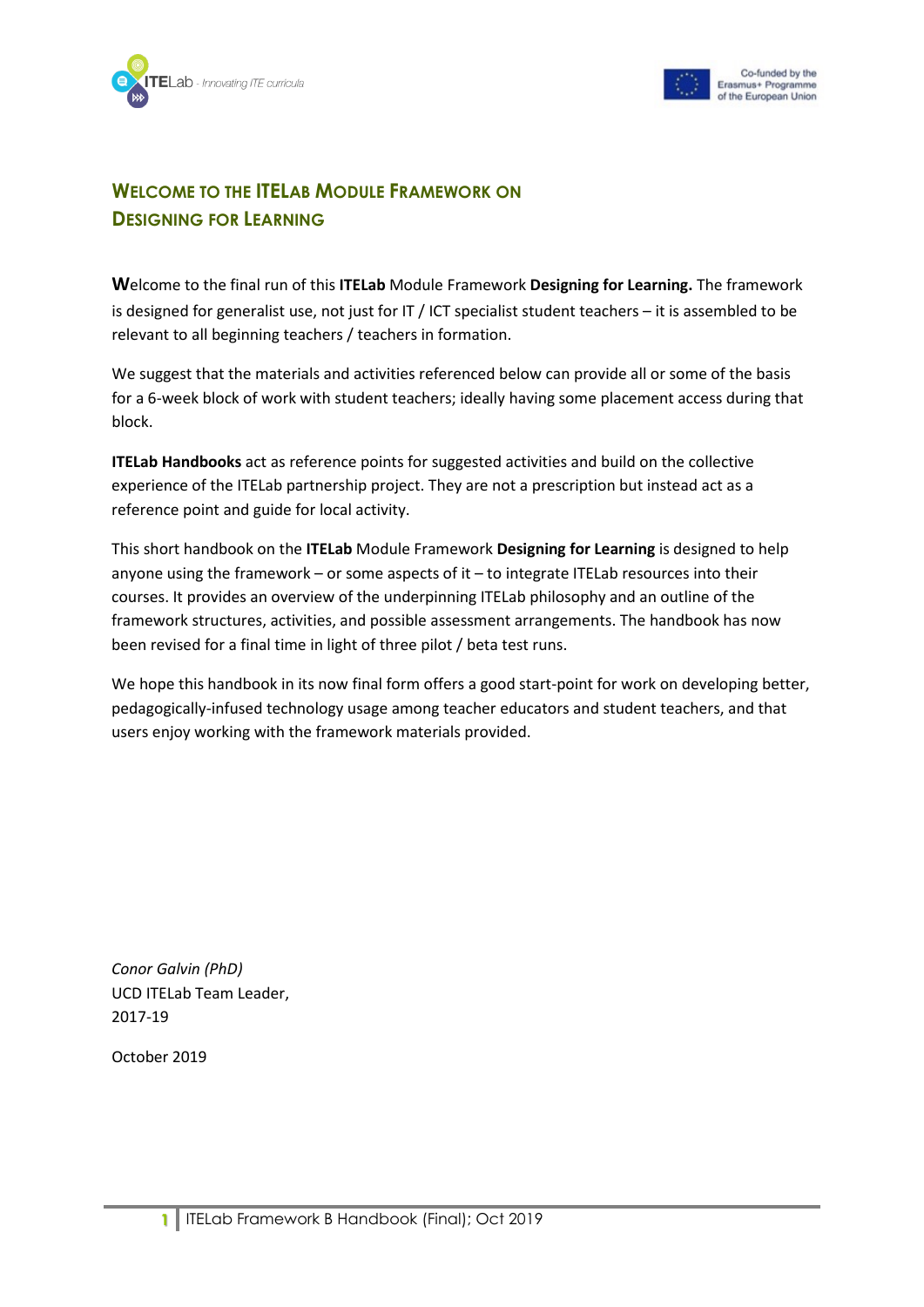# Welcome to the ITELab Module Framework on Designing for Learning

**W**elcome to the final run of this **ITELab** Module Framework **Designing for Learning.** The framework is designed for generalist use, not just for IT / ICT specialist student teachers – it is assembled to be relevant to all beginning teachers / teachers in formation.

We suggest that the materials and activities referenced below can provide all or some of the basis for a 6-week block of work with student teachers; ideally having some placement access during that block.

**ITELab Handbooks** act as reference points for suggested activities and build on the collective experience of the ITELab partnership project. They are not a prescription but instead act as a reference point and guide for local activity.

This short handbook on the **ITELab** Module Framework **Designing for Learning** is designed to help anyone using the framework – or some aspects of it – to integrate ITELab resources into their courses. It provides an overview of the underpinning ITELab philosophy and an outline of the framework structures, activities, and possible assessment arrangements. The handbook has now been revised for a final time in light of three pilot / beta test runs.

We hope this handbook in its now final form offers a good start-point for work on developing better, pedagogically-infused technology usage among teacher educators and student teachers, and that users enjoy working with the framework materials provided.

*Conor Galvin (PhD)*
UCD ITELab Team Leader,
2017-19

October 2019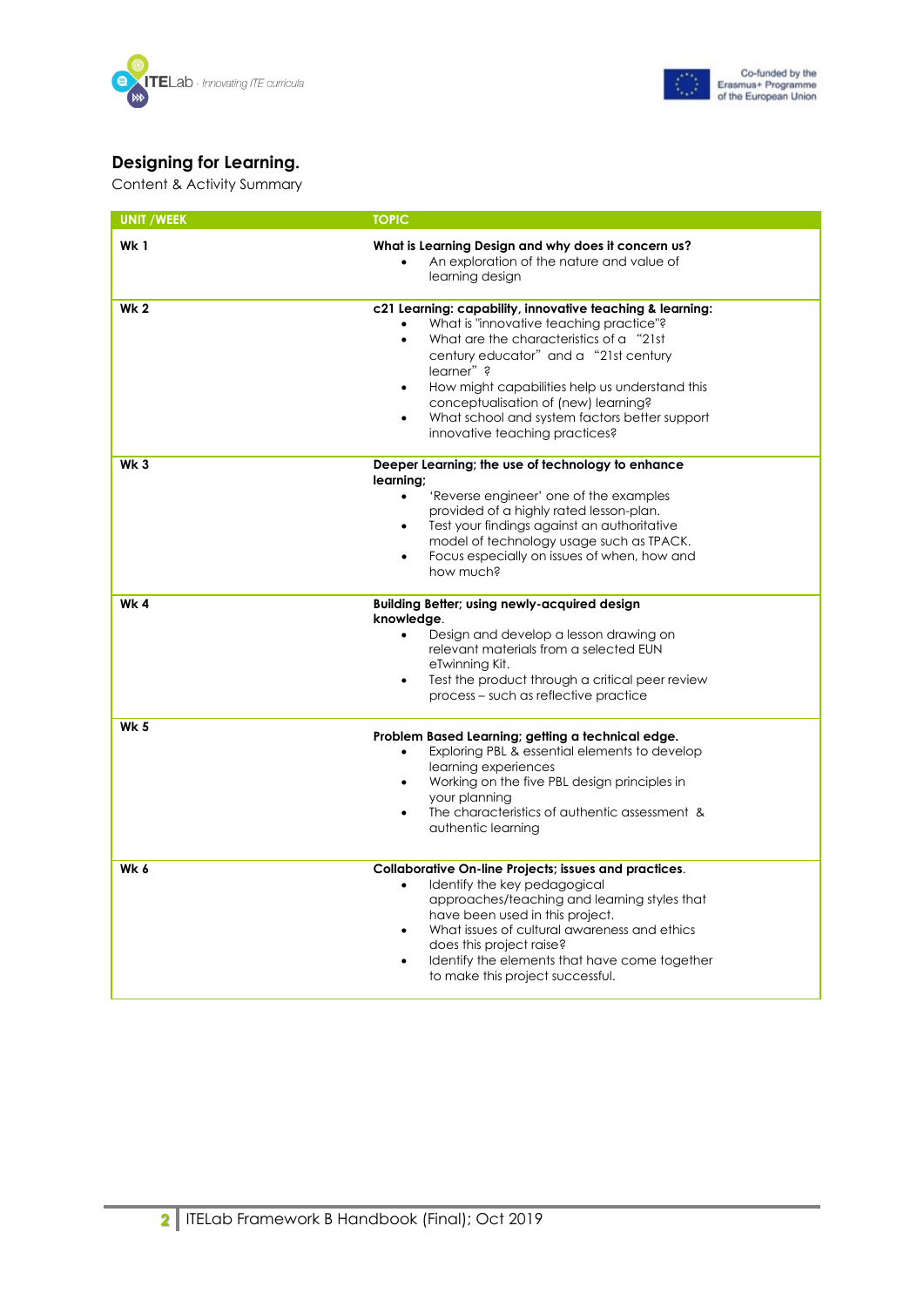## Designing for Learning.

Content & Activity Summary

| UNIT /WEEK | TOPIC |
|---|---|
| Wk 1 | **What is Learning Design and why does it concern us?**<br>• An exploration of the nature and value of learning design |
| Wk 2 | **c21 Learning: capability, innovative teaching & learning:**<br>• What is "innovative teaching practice"?<br>• What are the characteristics of a "21st century educator" and a "21st century learner" ?<br>• How might capabilities help us understand this conceptualisation of (new) learning?<br>• What school and system factors better support innovative teaching practices? |
| Wk 3 | **Deeper Learning; the use of technology to enhance learning;**<br>• 'Reverse engineer' one of the examples provided of a highly rated lesson-plan.<br>• Test your findings against an authoritative model of technology usage such as TPACK.<br>• Focus especially on issues of when, how and how much? |
| Wk 4 | **Building Better; using newly-acquired design knowledge**.<br>• Design and develop a lesson drawing on relevant materials from a selected EUN eTwinning Kit.<br>• Test the product through a critical peer review process – such as reflective practice |
| Wk 5 | **Problem Based Learning; getting a technical edge.**<br>• Exploring PBL & essential elements to develop learning experiences<br>• Working on the five PBL design principles in your planning<br>• The characteristics of authentic assessment & authentic learning |
| Wk 6 | **Collaborative On-line Projects; issues and practices**.<br>• Identify the key pedagogical approaches/teaching and learning styles that have been used in this project.<br>• What issues of cultural awareness and ethics does this project raise?<br>• Identify the elements that have come together to make this project successful. |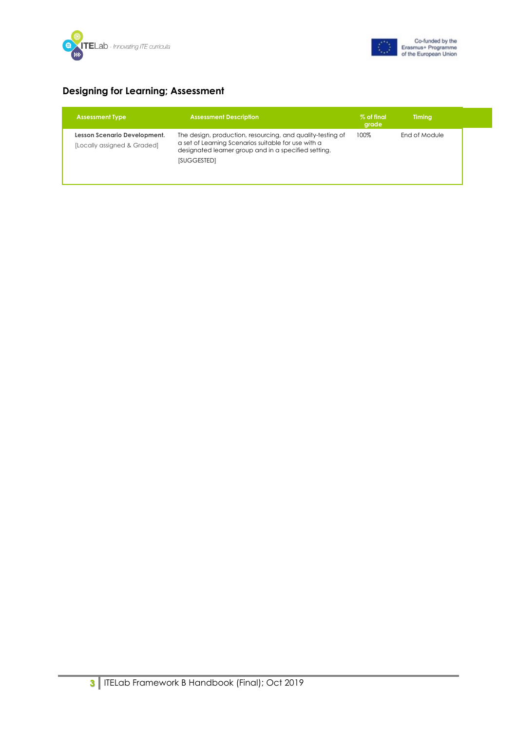## Designing for Learning; Assessment

| Assessment Type | Assessment Description | % of final grade | Timing |
|---|---|---|---|
| **Lesson Scenario Development.** [Locally assigned & Graded] | The design, production, resourcing, and quality-testing of a set of Learning Scenarios suitable for use with a designated learner group and in a specified setting. [SUGGESTED] | 100% | End of Module |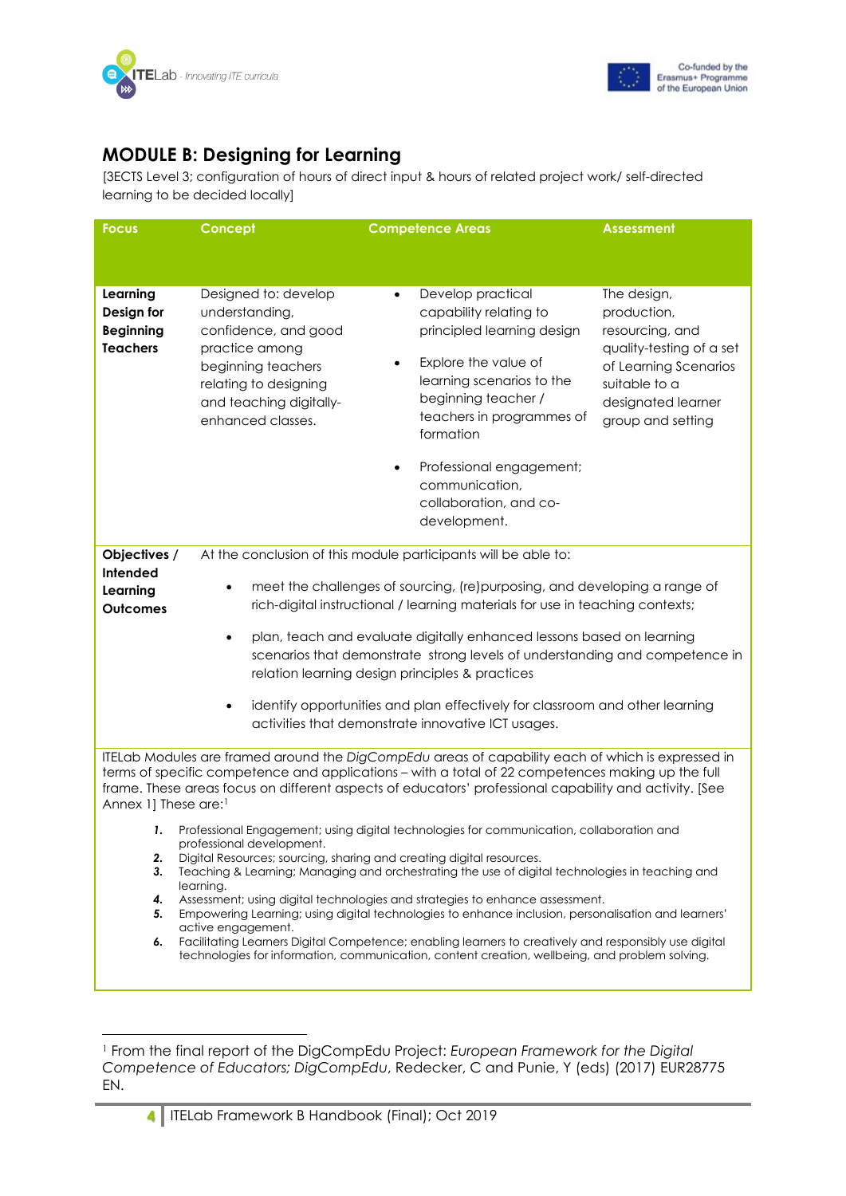## MODULE B: Designing for Learning

[3ECTS Level 3; configuration of hours of direct input & hours of related project work/ self-directed learning to be decided locally]

| Focus | Concept | Competence Areas | Assessment |
|---|---|---|---|
| **Learning Design for Beginning Teachers** | Designed to: develop understanding, confidence, and good practice among beginning teachers relating to designing and teaching digitally-enhanced classes. | • Develop practical capability relating to principled learning design<br>• Explore the value of learning scenarios to the beginning teacher / teachers in programmes of formation<br>• Professional engagement; communication, collaboration, and co-development. | The design, production, resourcing, and quality-testing of a set of Learning Scenarios suitable to a designated learner group and setting |
| **Objectives / Intended Learning Outcomes** | At the conclusion of this module participants will be able to:<br>• meet the challenges of sourcing, (re)purposing, and developing a range of rich-digital instructional / learning materials for use in teaching contexts;<br>• plan, teach and evaluate digitally enhanced lessons based on learning scenarios that demonstrate strong levels of understanding and competence in relation learning design principles & practices<br>• identify opportunities and plan effectively for classroom and other learning activities that demonstrate innovative ICT usages. | | |

ITELab Modules are framed around the *DigCompEdu* areas of capability each of which is expressed in terms of specific competence and applications – with a total of 22 competences making up the full frame. These areas focus on different aspects of educators' professional capability and activity. [See Annex 1] These are:[1]

1. Professional Engagement; using digital technologies for communication, collaboration and professional development.
2. Digital Resources; sourcing, sharing and creating digital resources.
3. Teaching & Learning; Managing and orchestrating the use of digital technologies in teaching and learning.
4. Assessment; using digital technologies and strategies to enhance assessment.
5. Empowering Learning; using digital technologies to enhance inclusion, personalisation and learners' active engagement.
6. Facilitating Learners Digital Competence; enabling learners to creatively and responsibly use digital technologies for information, communication, content creation, wellbeing, and problem solving.

[1] From the final report of the DigCompEdu Project: *European Framework for the Digital Competence of Educators; DigCompEdu*, Redecker, C and Punie, Y (eds) (2017) EUR28775 EN.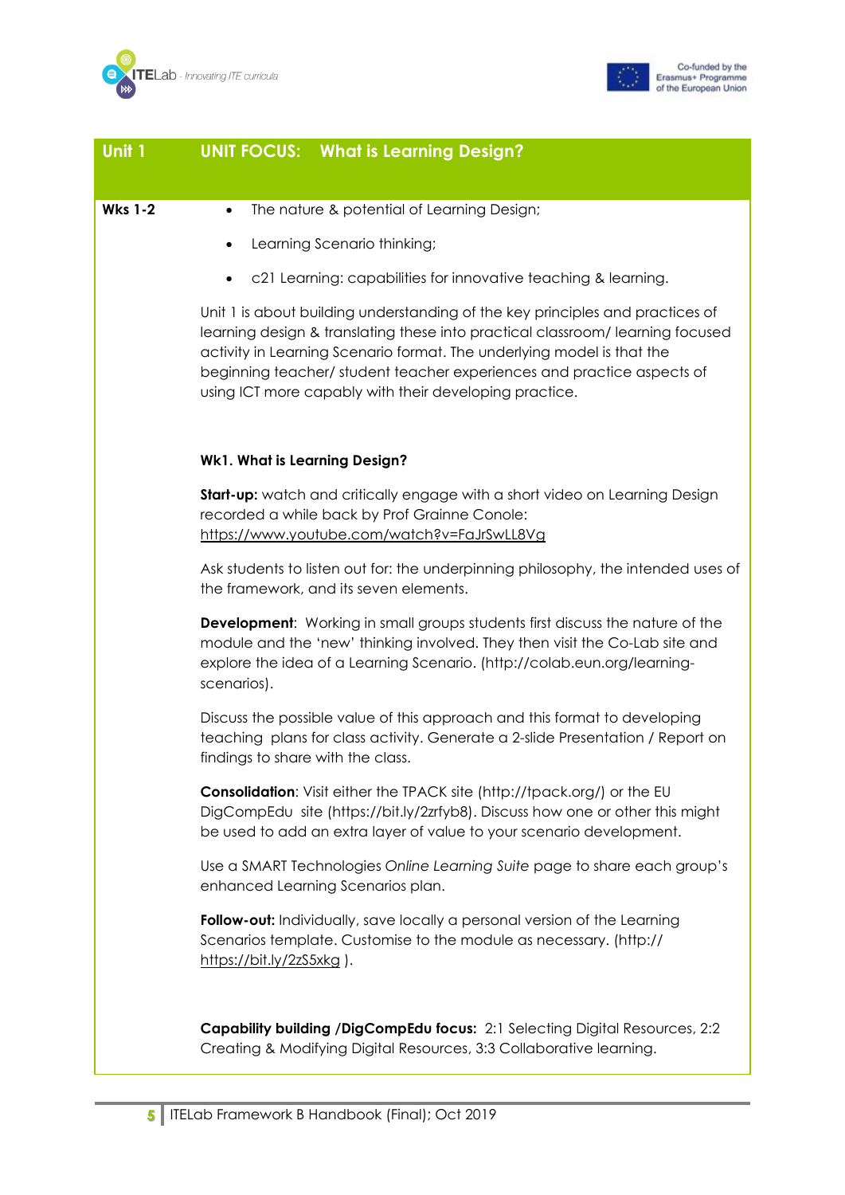## Unit 1 UNIT FOCUS: What is Learning Design?

**Wks 1-2**

- The nature & potential of Learning Design;
- Learning Scenario thinking;
- c21 Learning: capabilities for innovative teaching & learning.

Unit 1 is about building understanding of the key principles and practices of learning design & translating these into practical classroom/ learning focused activity in Learning Scenario format. The underlying model is that the beginning teacher/ student teacher experiences and practice aspects of using ICT more capably with their developing practice.

**Wk1. What is Learning Design?**

**Start-up:** watch and critically engage with a short video on Learning Design recorded a while back by Prof Grainne Conole: https://www.youtube.com/watch?v=FaJrSwLL8Vg

Ask students to listen out for: the underpinning philosophy, the intended uses of the framework, and its seven elements.

**Development**: Working in small groups students first discuss the nature of the module and the 'new' thinking involved. They then visit the Co-Lab site and explore the idea of a Learning Scenario. (http://colab.eun.org/learning-scenarios).

Discuss the possible value of this approach and this format to developing teaching plans for class activity. Generate a 2-slide Presentation / Report on findings to share with the class.

**Consolidation**: Visit either the TPACK site (http://tpack.org/) or the EU DigCompEdu site (https://bit.ly/2zrfyb8). Discuss how one or other this might be used to add an extra layer of value to your scenario development.

Use a SMART Technologies *Online Learning Suite* page to share each group's enhanced Learning Scenarios plan.

**Follow-out:** Individually, save locally a personal version of the Learning Scenarios template. Customise to the module as necessary. (http:// https://bit.ly/2zS5xkg ).

**Capability building /DigCompEdu focus:** 2:1 Selecting Digital Resources, 2:2 Creating & Modifying Digital Resources, 3:3 Collaborative learning.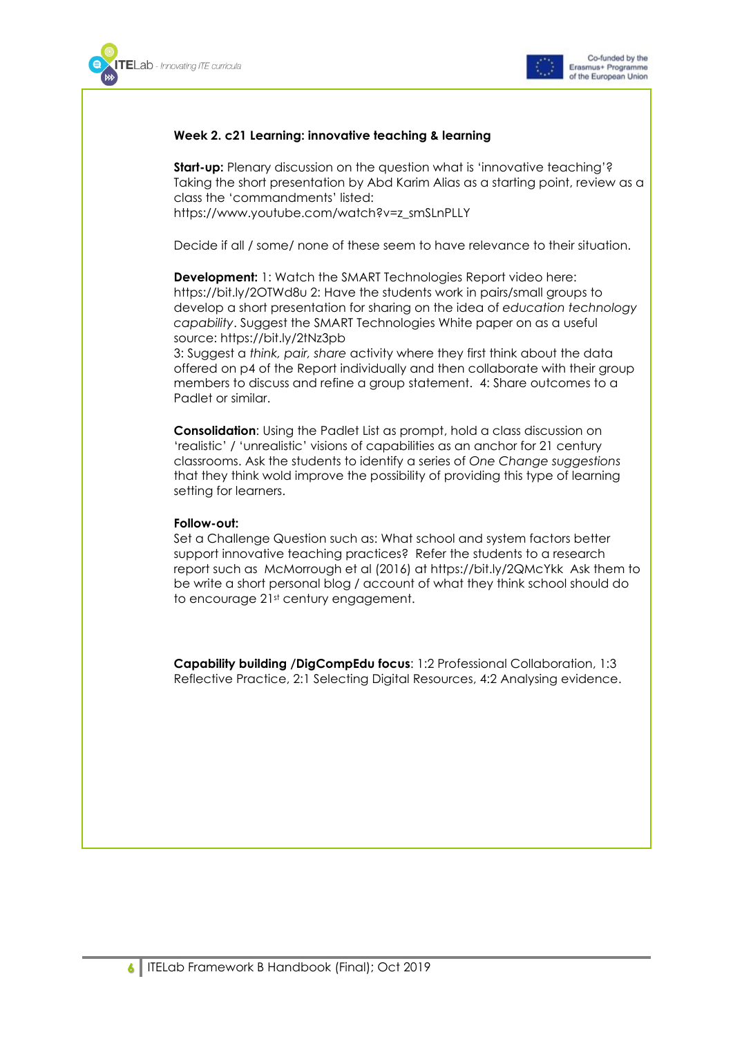**Week 2. c21 Learning: innovative teaching & learning**

**Start-up:** Plenary discussion on the question what is 'innovative teaching'? Taking the short presentation by Abd Karim Alias as a starting point, review as a class the 'commandments' listed: https://www.youtube.com/watch?v=z_smSLnPLLY

Decide if all / some/ none of these seem to have relevance to their situation.

**Development:** 1: Watch the SMART Technologies Report video here: https://bit.ly/2OTWd8u 2: Have the students work in pairs/small groups to develop a short presentation for sharing on the idea of *education technology capability*. Suggest the SMART Technologies White paper on as a useful source: https://bit.ly/2tNz3pb
3: Suggest a *think, pair, share* activity where they first think about the data offered on p4 of the Report individually and then collaborate with their group members to discuss and refine a group statement. 4: Share outcomes to a Padlet or similar.

**Consolidation**: Using the Padlet List as prompt, hold a class discussion on 'realistic' / 'unrealistic' visions of capabilities as an anchor for 21 century classrooms. Ask the students to identify a series of *One Change suggestions* that they think wold improve the possibility of providing this type of learning setting for learners.

**Follow-out:**
Set a Challenge Question such as: What school and system factors better support innovative teaching practices? Refer the students to a research report such as McMorrough et al (2016) at https://bit.ly/2QMcYkk Ask them to be write a short personal blog / account of what they think school should do to encourage 21st century engagement.

**Capability building /DigCompEdu focus**: 1:2 Professional Collaboration, 1:3 Reflective Practice, 2:1 Selecting Digital Resources, 4:2 Analysing evidence.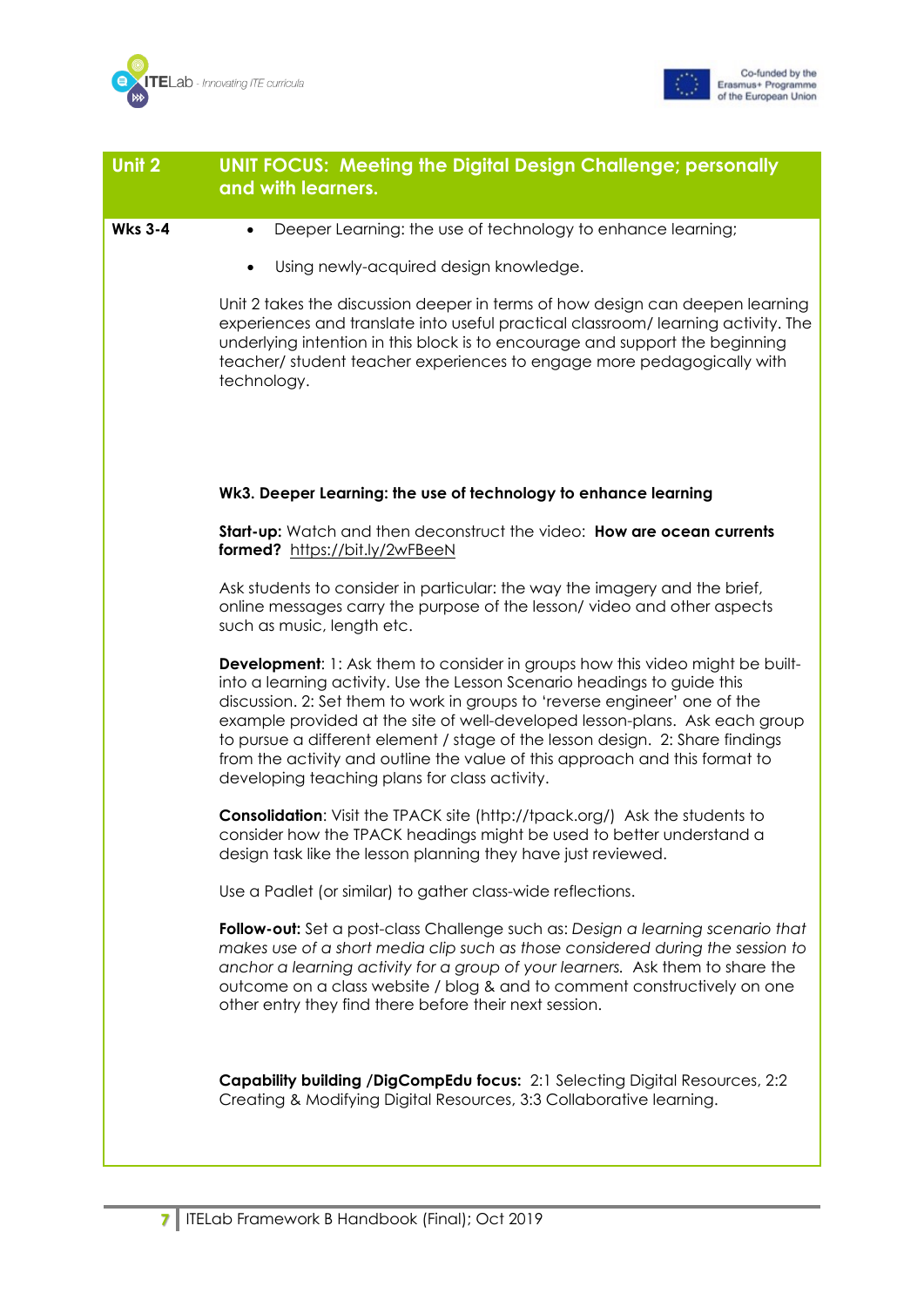| Unit 2 | UNIT FOCUS: Meeting the Digital Design Challenge; personally and with learners. |
|---|---|

**Wks 3-4**

- Deeper Learning: the use of technology to enhance learning;
- Using newly-acquired design knowledge.

Unit 2 takes the discussion deeper in terms of how design can deepen learning experiences and translate into useful practical classroom/ learning activity. The underlying intention in this block is to encourage and support the beginning teacher/ student teacher experiences to engage more pedagogically with technology.

**Wk3. Deeper Learning: the use of technology to enhance learning**

**Start-up:** Watch and then deconstruct the video: **How are ocean currents formed?** https://bit.ly/2wFBeeN

Ask students to consider in particular: the way the imagery and the brief, online messages carry the purpose of the lesson/ video and other aspects such as music, length etc.

**Development**: 1: Ask them to consider in groups how this video might be built-into a learning activity. Use the Lesson Scenario headings to guide this discussion. 2: Set them to work in groups to 'reverse engineer' one of the example provided at the site of well-developed lesson-plans. Ask each group to pursue a different element / stage of the lesson design. 2: Share findings from the activity and outline the value of this approach and this format to developing teaching plans for class activity.

**Consolidation**: Visit the TPACK site (http://tpack.org/) Ask the students to consider how the TPACK headings might be used to better understand a design task like the lesson planning they have just reviewed.

Use a Padlet (or similar) to gather class-wide reflections.

**Follow-out:** Set a post-class Challenge such as: *Design a learning scenario that makes use of a short media clip such as those considered during the session to anchor a learning activity for a group of your learners.* Ask them to share the outcome on a class website / blog & and to comment constructively on one other entry they find there before their next session.

**Capability building /DigCompEdu focus:** 2:1 Selecting Digital Resources, 2:2 Creating & Modifying Digital Resources, 3:3 Collaborative learning.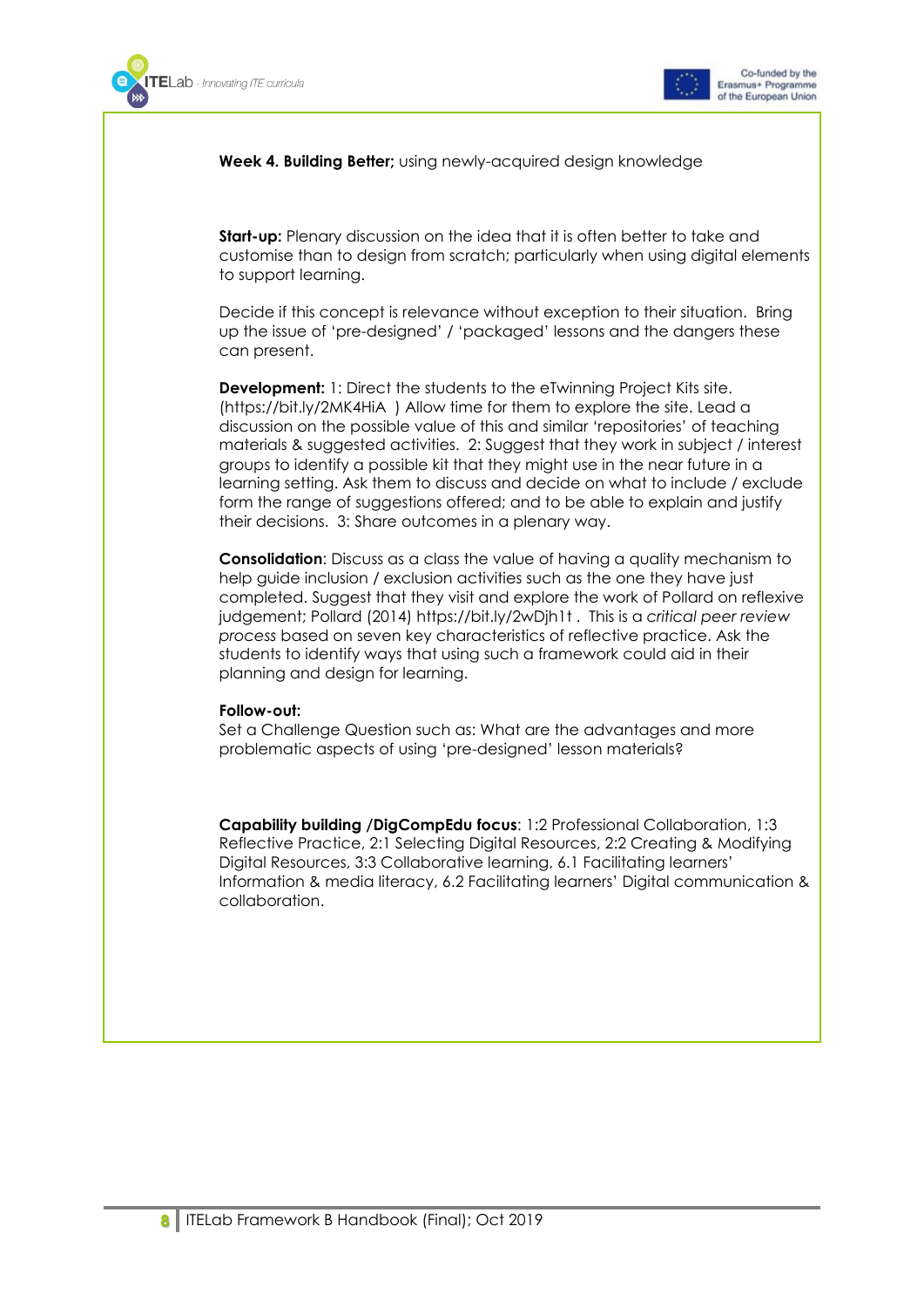**Week 4. Building Better;** using newly-acquired design knowledge

**Start-up:** Plenary discussion on the idea that it is often better to take and customise than to design from scratch; particularly when using digital elements to support learning.

Decide if this concept is relevance without exception to their situation. Bring up the issue of 'pre-designed' / 'packaged' lessons and the dangers these can present.

**Development:** 1: Direct the students to the eTwinning Project Kits site. (https://bit.ly/2MK4HiA ) Allow time for them to explore the site. Lead a discussion on the possible value of this and similar 'repositories' of teaching materials & suggested activities. 2: Suggest that they work in subject / interest groups to identify a possible kit that they might use in the near future in a learning setting. Ask them to discuss and decide on what to include / exclude form the range of suggestions offered; and to be able to explain and justify their decisions. 3: Share outcomes in a plenary way.

**Consolidation**: Discuss as a class the value of having a quality mechanism to help guide inclusion / exclusion activities such as the one they have just completed. Suggest that they visit and explore the work of Pollard on reflexive judgement; Pollard (2014) https://bit.ly/2wDjh1t . This is a *critical peer review process* based on seven key characteristics of reflective practice. Ask the students to identify ways that using such a framework could aid in their planning and design for learning.

**Follow-out:**
Set a Challenge Question such as: What are the advantages and more problematic aspects of using 'pre-designed' lesson materials?

**Capability building /DigCompEdu focus**: 1:2 Professional Collaboration, 1:3 Reflective Practice, 2:1 Selecting Digital Resources, 2:2 Creating & Modifying Digital Resources, 3:3 Collaborative learning, 6.1 Facilitating learners' Information & media literacy, 6.2 Facilitating learners' Digital communication & collaboration.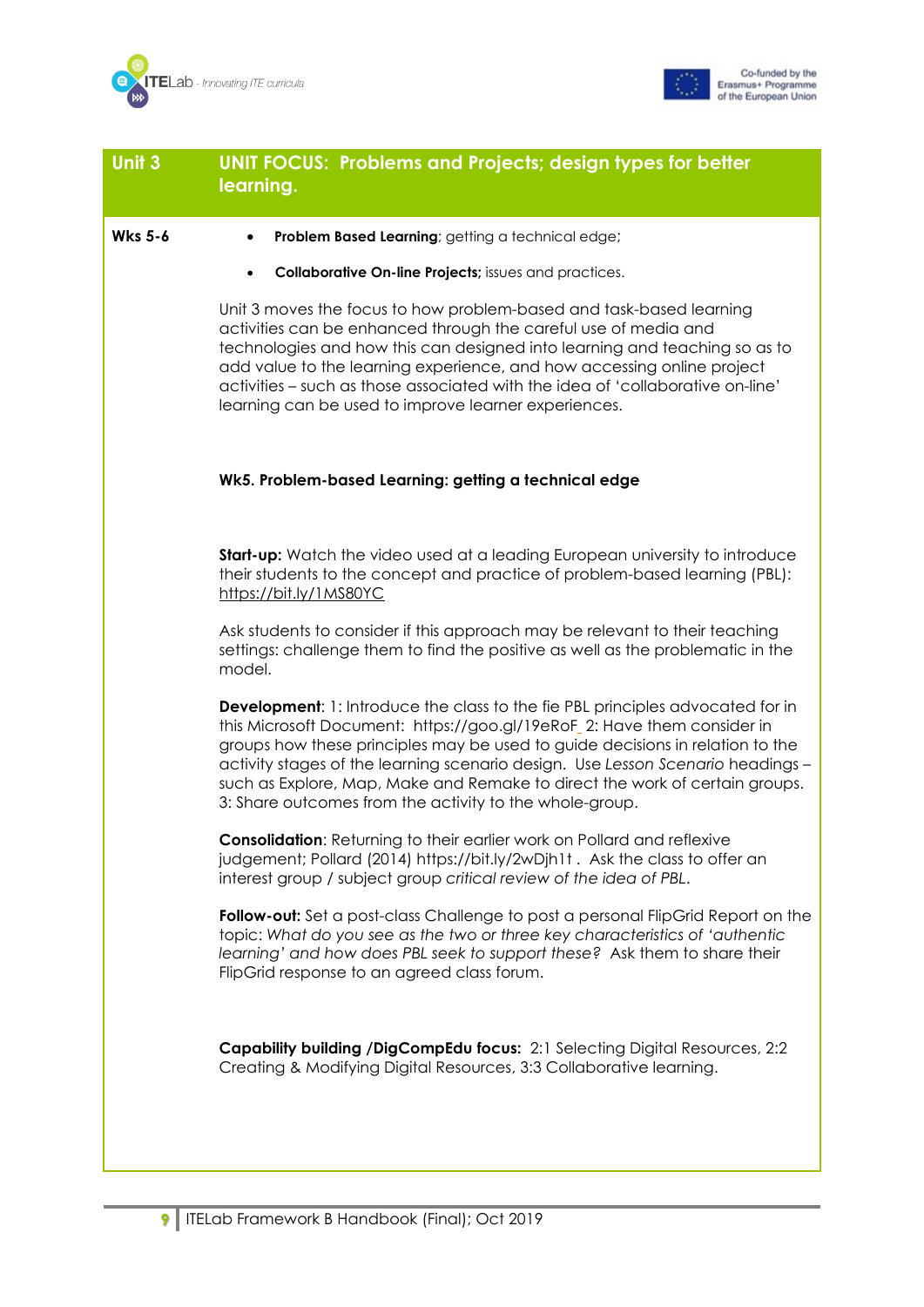## Unit 3 — UNIT FOCUS: Problems and Projects; design types for better learning.

**Wks 5-6**

- **Problem Based Learning**; getting a technical edge;
- **Collaborative On-line Projects;** issues and practices.

Unit 3 moves the focus to how problem-based and task-based learning activities can be enhanced through the careful use of media and technologies and how this can designed into learning and teaching so as to add value to the learning experience, and how accessing online project activities – such as those associated with the idea of 'collaborative on-line' learning can be used to improve learner experiences.

### Wk5. Problem-based Learning: getting a technical edge

**Start-up:** Watch the video used at a leading European university to introduce their students to the concept and practice of problem-based learning (PBL): https://bit.ly/1MS80YC

Ask students to consider if this approach may be relevant to their teaching settings: challenge them to find the positive as well as the problematic in the model.

**Development**: 1: Introduce the class to the fie PBL principles advocated for in this Microsoft Document: https://goo.gl/19eRoF_ 2: Have them consider in groups how these principles may be used to guide decisions in relation to the activity stages of the learning scenario design. Use *Lesson Scenario* headings – such as Explore, Map, Make and Remake to direct the work of certain groups. 3: Share outcomes from the activity to the whole-group.

**Consolidation**: Returning to their earlier work on Pollard and reflexive judgement; Pollard (2014) https://bit.ly/2wDjh1t . Ask the class to offer an interest group / subject group *critical review of the idea of PBL*.

**Follow-out:** Set a post-class Challenge to post a personal FlipGrid Report on the topic: *What do you see as the two or three key characteristics of 'authentic learning' and how does PBL seek to support these?* Ask them to share their FlipGrid response to an agreed class forum.

**Capability building /DigCompEdu focus:** 2:1 Selecting Digital Resources, 2:2 Creating & Modifying Digital Resources, 3:3 Collaborative learning.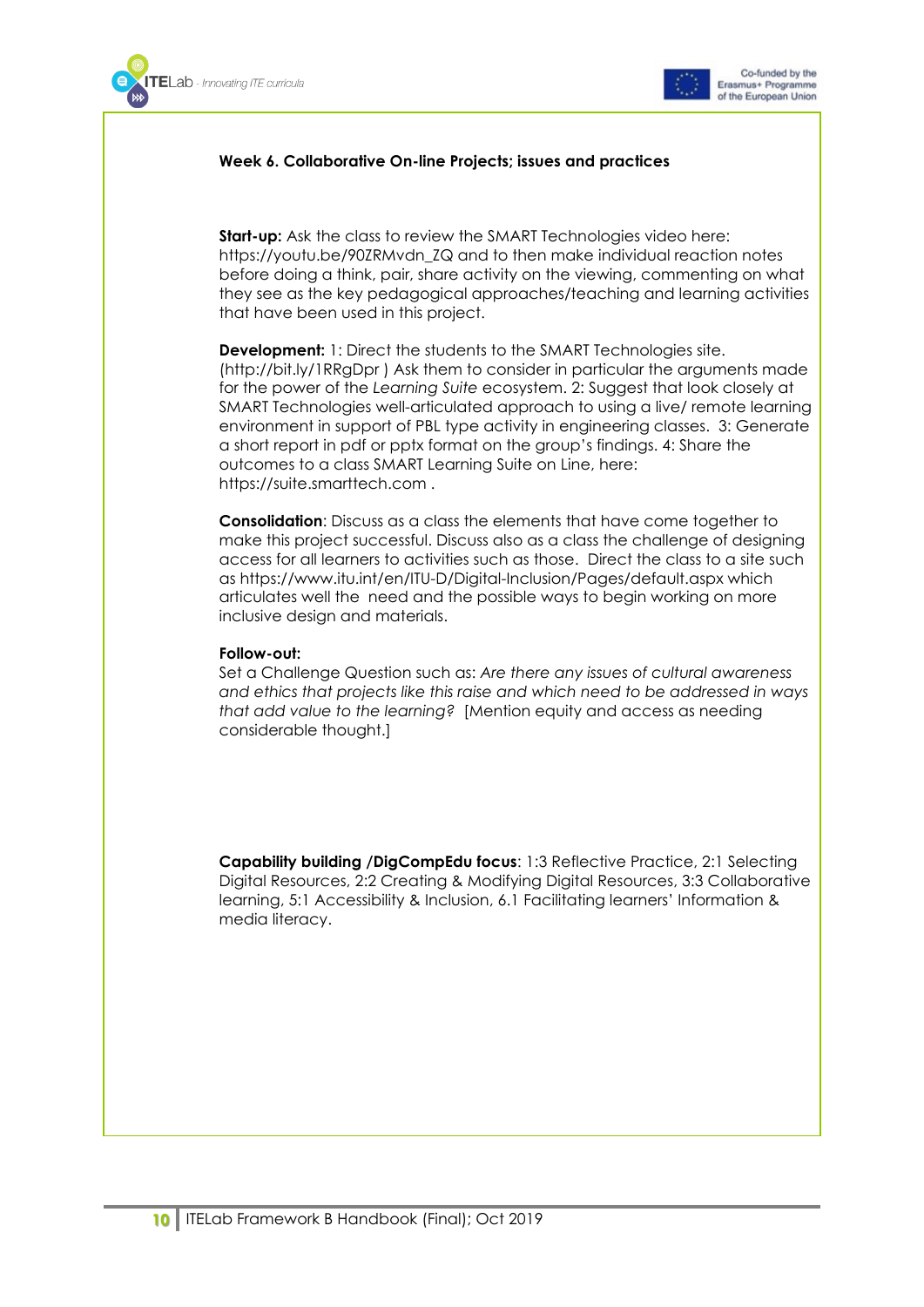**Week 6. Collaborative On-line Projects; issues and practices**

**Start-up:** Ask the class to review the SMART Technologies video here: https://youtu.be/90ZRMvdn_ZQ and to then make individual reaction notes before doing a think, pair, share activity on the viewing, commenting on what they see as the key pedagogical approaches/teaching and learning activities that have been used in this project.

**Development:** 1: Direct the students to the SMART Technologies site. (http://bit.ly/1RRgDpr ) Ask them to consider in particular the arguments made for the power of the *Learning Suite* ecosystem. 2: Suggest that look closely at SMART Technologies well-articulated approach to using a live/ remote learning environment in support of PBL type activity in engineering classes. 3: Generate a short report in pdf or pptx format on the group's findings. 4: Share the outcomes to a class SMART Learning Suite on Line, here: https://suite.smarttech.com .

**Consolidation**: Discuss as a class the elements that have come together to make this project successful. Discuss also as a class the challenge of designing access for all learners to activities such as those. Direct the class to a site such as https://www.itu.int/en/ITU-D/Digital-Inclusion/Pages/default.aspx which articulates well the need and the possible ways to begin working on more inclusive design and materials.

**Follow-out:**
Set a Challenge Question such as: *Are there any issues of cultural awareness and ethics that projects like this raise and which need to be addressed in ways that add value to the learning?* [Mention equity and access as needing considerable thought.]

**Capability building /DigCompEdu focus**: 1:3 Reflective Practice, 2:1 Selecting Digital Resources, 2:2 Creating & Modifying Digital Resources, 3:3 Collaborative learning, 5:1 Accessibility & Inclusion, 6.1 Facilitating learners' Information & media literacy.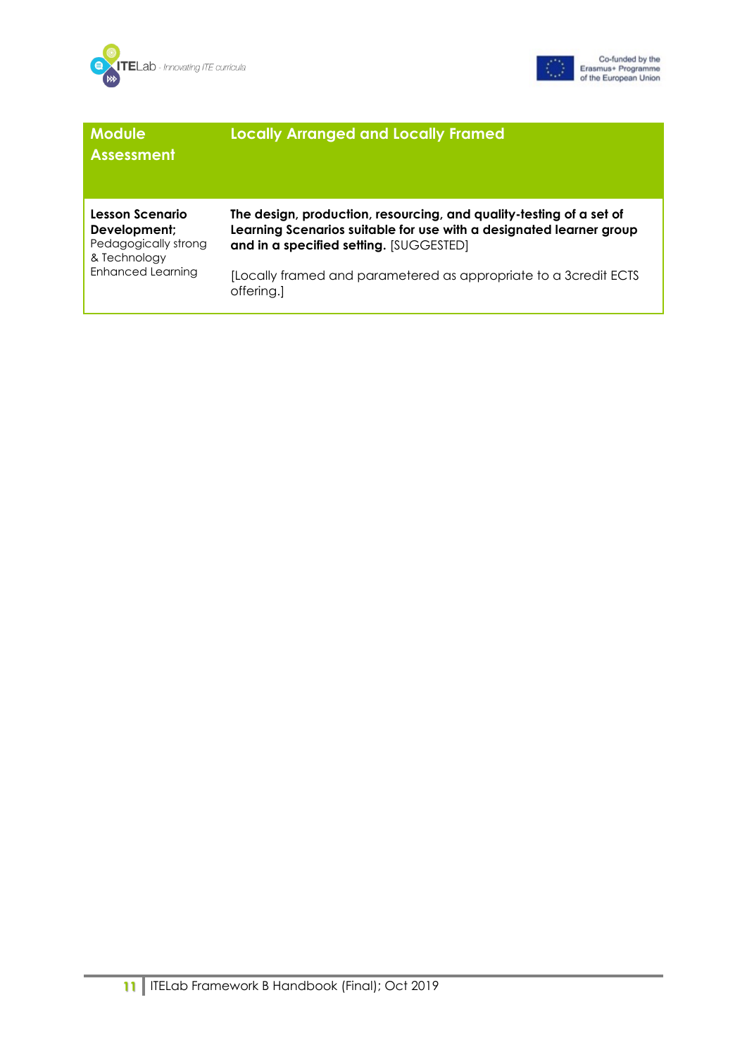| Module Assessment | Locally Arranged and Locally Framed |
|---|---|
| **Lesson Scenario Development;** Pedagogically strong & Technology Enhanced Learning | **The design, production, resourcing, and quality-testing of a set of Learning Scenarios suitable for use with a designated learner group and in a specified setting.** [SUGGESTED]<br><br>[Locally framed and parametered as appropriate to a 3credit ECTS offering.] |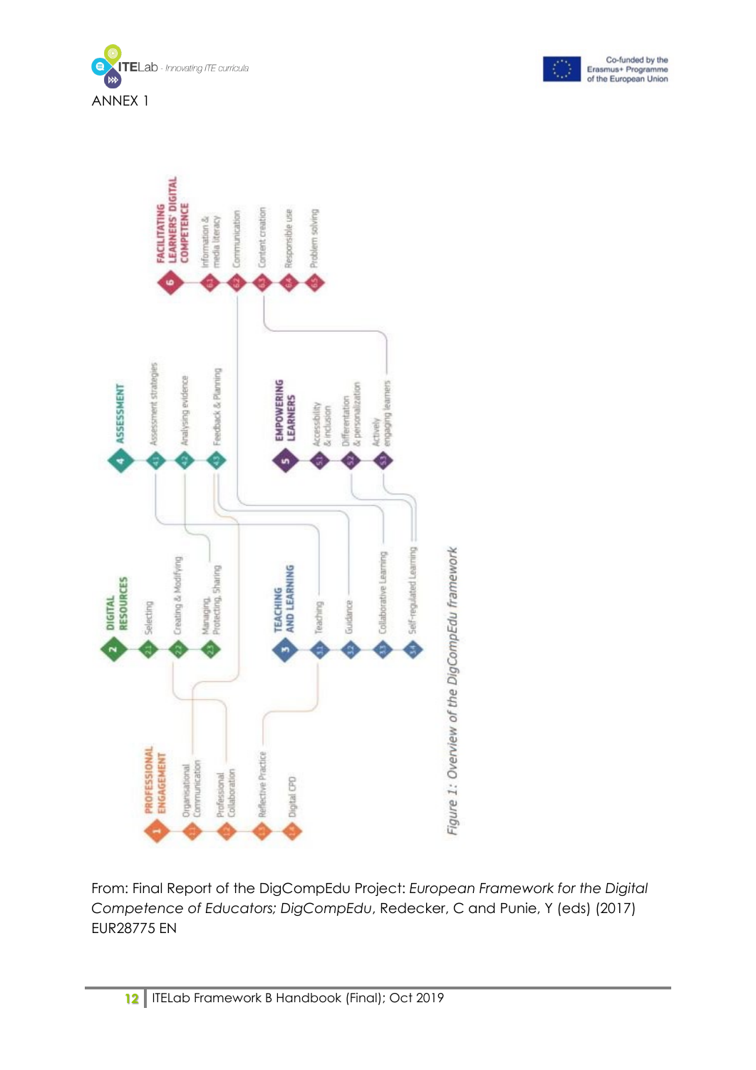ANNEX 1

**1 PROFESSIONAL ENGAGEMENT**
- 1.1 Organisational Communication
- 1.2 Professional Collaboration
- 1.3 Reflective Practice
- 1.4 Digital CPD

**2 DIGITAL RESOURCES**
- 2.1 Selecting
- 2.2 Creating & Modifying
- 2.3 Managing, Protecting, Sharing

**3 TEACHING AND LEARNING**
- 3.1 Teaching
- 3.2 Guidance
- 3.3 Collaborative Learning
- 3.4 Self-regulated Learning

**4 ASSESSMENT**
- 4.1 Assessment strategies
- 4.2 Analysing evidence
- 4.3 Feedback & Planning

**5 EMPOWERING LEARNERS**
- 5.1 Accessibility & inclusion
- 5.2 Differentiation & personalization
- 5.3 Actively engaging learners

**6 FACILITATING LEARNERS' DIGITAL COMPETENCE**
- 6.1 Information & media literacy
- 6.2 Communication
- 6.3 Content creation
- 6.4 Responsible use
- 6.5 Problem solving

*Figure 1: Overview of the DigCompEdu framework*

From: Final Report of the DigCompEdu Project: *European Framework for the Digital Competence of Educators; DigCompEdu*, Redecker, C and Punie, Y (eds) (2017) EUR28775 EN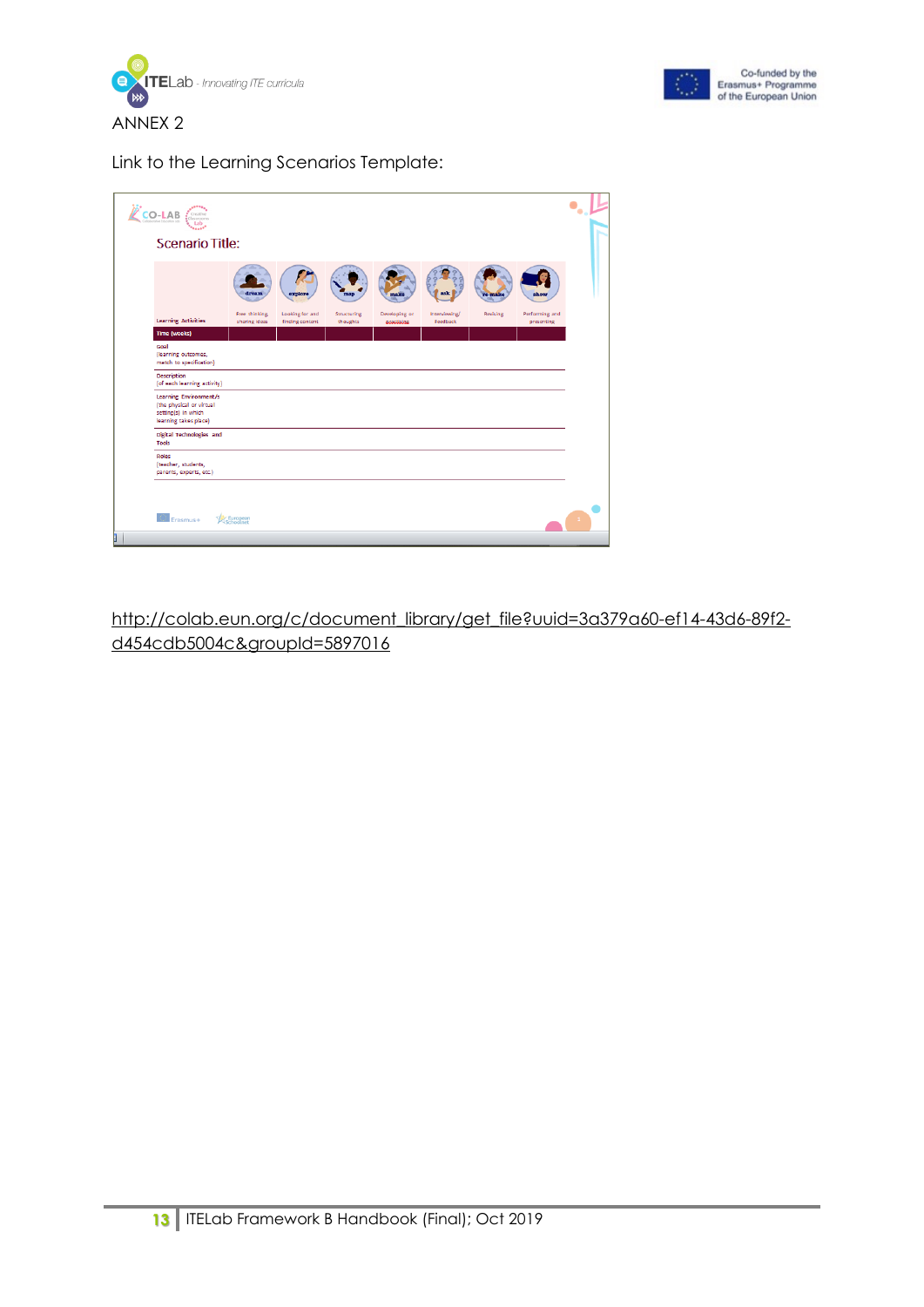ANNEX 2

Link to the Learning Scenarios Template:

| Learning Activities | dream<br>Free thinking sharing ideas | explore<br>Looking for and finding content | map<br>Structuring thoughts | make<br>Developing or practising | ask<br>Interviewing/ Feedback | re-make<br>Redoing | show<br>Performing and presenting |
|---|---|---|---|---|---|---|---|
| Time (weeks) | | | | | | | |
| Goal<br>(learning outcomes, match to specification) | | | | | | | |
| Description<br>(of each learning activity) | | | | | | | |
| Learning Environment/s<br>(the physical or virtual setting(s) in which learning takes place) | | | | | | | |
| Digital technologies and Tools | | | | | | | |
| Roles<br>(teacher, students, parents, experts, etc) | | | | | | | |

http://colab.eun.org/c/document_library/get_file?uuid=3a379a60-ef14-43d6-89f2-d454cdb5004c&groupId=5897016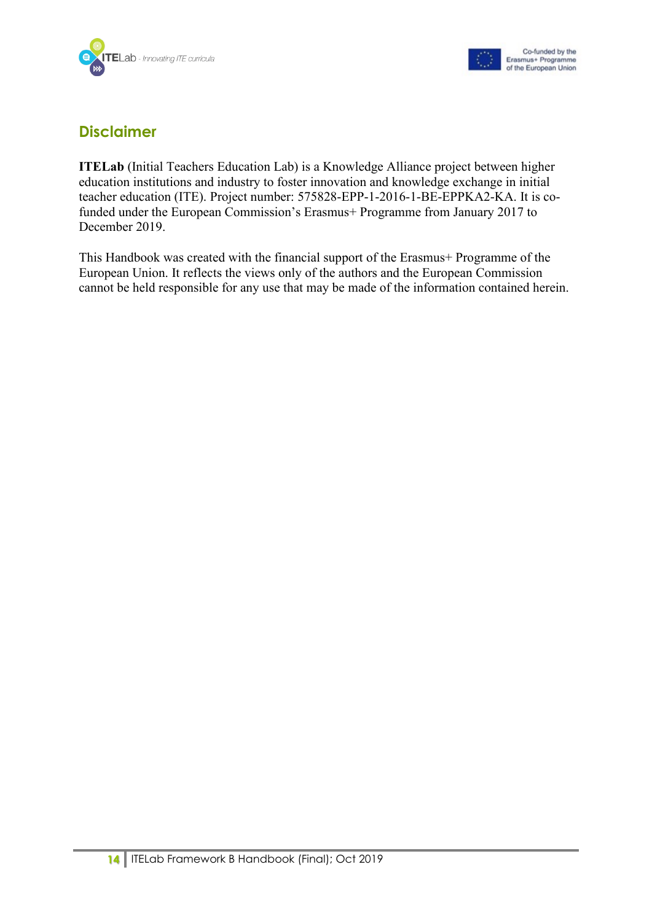## Disclaimer

**ITELab** (Initial Teachers Education Lab) is a Knowledge Alliance project between higher education institutions and industry to foster innovation and knowledge exchange in initial teacher education (ITE). Project number: 575828-EPP-1-2016-1-BE-EPPKA2-KA. It is co-funded under the European Commission's Erasmus+ Programme from January 2017 to December 2019.

This Handbook was created with the financial support of the Erasmus+ Programme of the European Union. It reflects the views only of the authors and the European Commission cannot be held responsible for any use that may be made of the information contained herein.